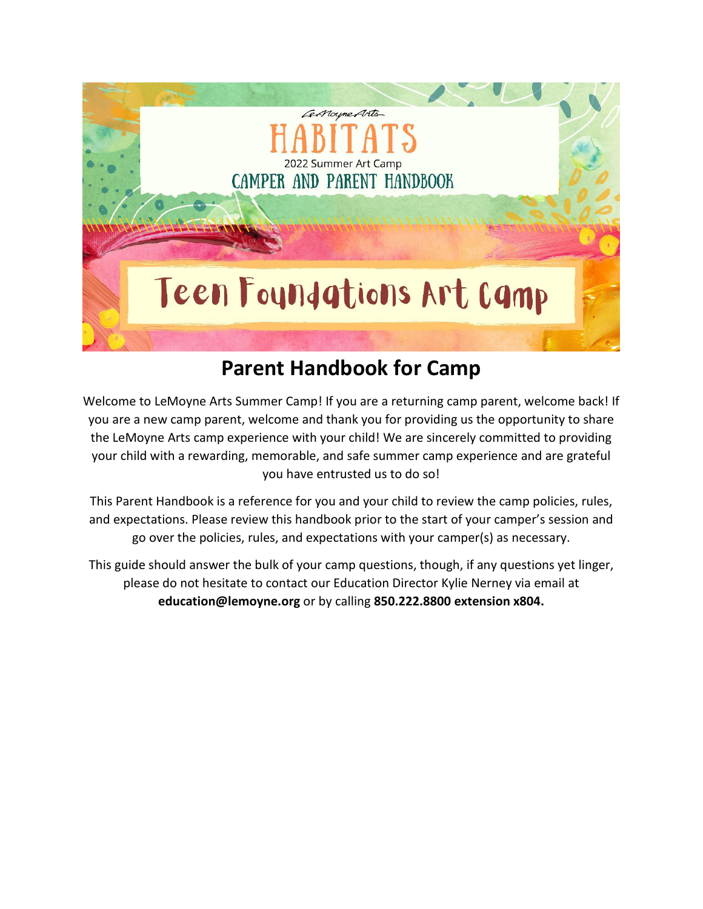LeMoyne Arts

# HABITATS

2022 Summer Art Camp

CAMPER AND PARENT HANDBOOK

# Teen Foundations Art Camp

## Parent Handbook for Camp

Welcome to LeMoyne Arts Summer Camp! If you are a returning camp parent, welcome back! If you are a new camp parent, welcome and thank you for providing us the opportunity to share the LeMoyne Arts camp experience with your child! We are sincerely committed to providing your child with a rewarding, memorable, and safe summer camp experience and are grateful you have entrusted us to do so!

This Parent Handbook is a reference for you and your child to review the camp policies, rules, and expectations. Please review this handbook prior to the start of your camper's session and go over the policies, rules, and expectations with your camper(s) as necessary.

This guide should answer the bulk of your camp questions, though, if any questions yet linger, please do not hesitate to contact our Education Director Kylie Nerney via email at **education@lemoyne.org** or by calling **850.222.8800 extension x804.**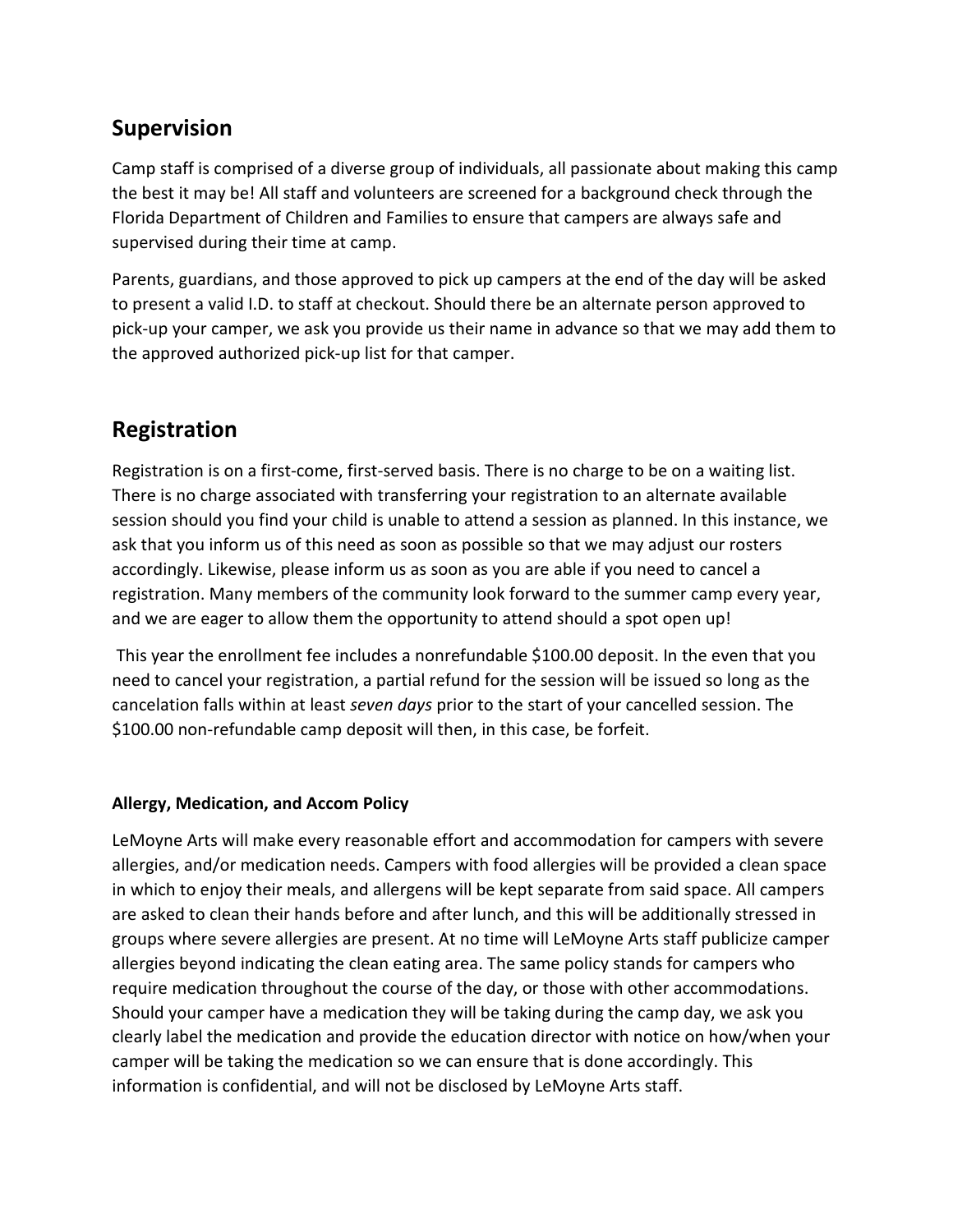## Supervision

Camp staff is comprised of a diverse group of individuals, all passionate about making this camp the best it may be! All staff and volunteers are screened for a background check through the Florida Department of Children and Families to ensure that campers are always safe and supervised during their time at camp.

Parents, guardians, and those approved to pick up campers at the end of the day will be asked to present a valid I.D. to staff at checkout. Should there be an alternate person approved to pick-up your camper, we ask you provide us their name in advance so that we may add them to the approved authorized pick-up list for that camper.

## Registration

Registration is on a first-come, first-served basis. There is no charge to be on a waiting list. There is no charge associated with transferring your registration to an alternate available session should you find your child is unable to attend a session as planned. In this instance, we ask that you inform us of this need as soon as possible so that we may adjust our rosters accordingly. Likewise, please inform us as soon as you are able if you need to cancel a registration. Many members of the community look forward to the summer camp every year, and we are eager to allow them the opportunity to attend should a spot open up!

This year the enrollment fee includes a nonrefundable $100.00 deposit. In the even that you need to cancel your registration, a partial refund for the session will be issued so long as the cancelation falls within at least *seven days* prior to the start of your cancelled session. The $100.00 non-refundable camp deposit will then, in this case, be forfeit.

### Allergy, Medication, and Accom Policy

LeMoyne Arts will make every reasonable effort and accommodation for campers with severe allergies, and/or medication needs. Campers with food allergies will be provided a clean space in which to enjoy their meals, and allergens will be kept separate from said space. All campers are asked to clean their hands before and after lunch, and this will be additionally stressed in groups where severe allergies are present. At no time will LeMoyne Arts staff publicize camper allergies beyond indicating the clean eating area. The same policy stands for campers who require medication throughout the course of the day, or those with other accommodations. Should your camper have a medication they will be taking during the camp day, we ask you clearly label the medication and provide the education director with notice on how/when your camper will be taking the medication so we can ensure that is done accordingly. This information is confidential, and will not be disclosed by LeMoyne Arts staff.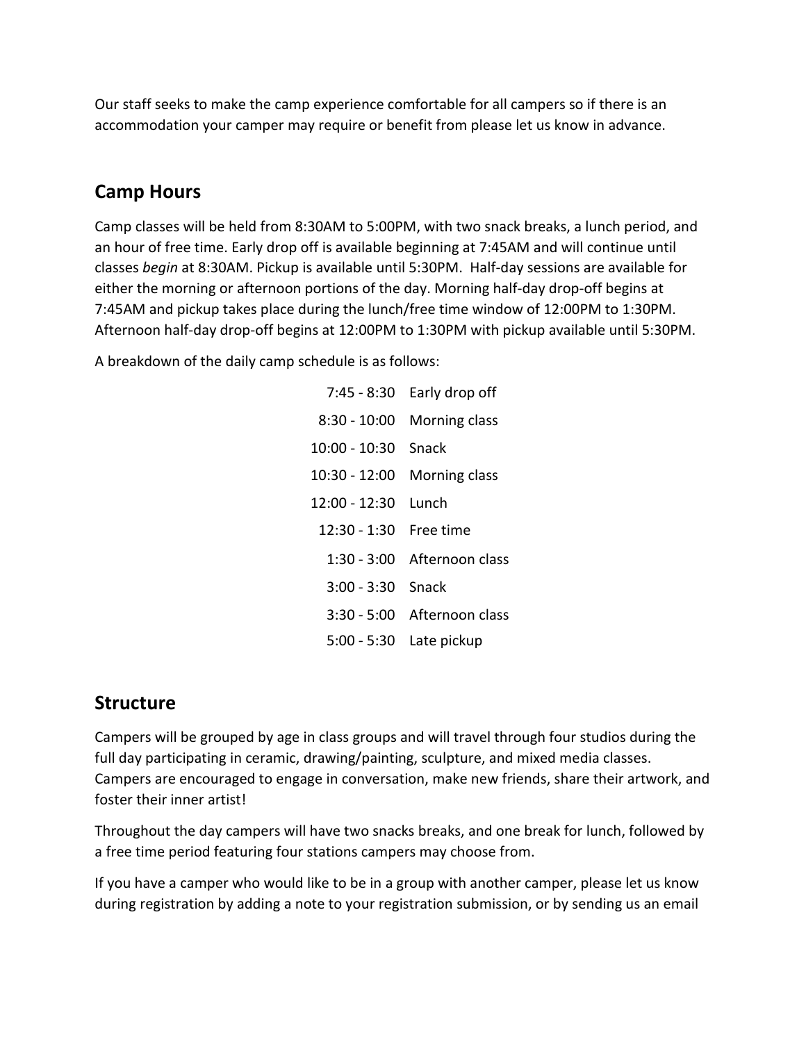Our staff seeks to make the camp experience comfortable for all campers so if there is an accommodation your camper may require or benefit from please let us know in advance.

## Camp Hours

Camp classes will be held from 8:30AM to 5:00PM, with two snack breaks, a lunch period, and an hour of free time. Early drop off is available beginning at 7:45AM and will continue until classes *begin* at 8:30AM. Pickup is available until 5:30PM. Half-day sessions are available for either the morning or afternoon portions of the day. Morning half-day drop-off begins at 7:45AM and pickup takes place during the lunch/free time window of 12:00PM to 1:30PM. Afternoon half-day drop-off begins at 12:00PM to 1:30PM with pickup available until 5:30PM.

A breakdown of the daily camp schedule is as follows:

| | |
|---|---|
| 7:45 - 8:30 | Early drop off |
| 8:30 - 10:00 | Morning class |
| 10:00 - 10:30 | Snack |
| 10:30 - 12:00 | Morning class |
| 12:00 - 12:30 | Lunch |
| 12:30 - 1:30 | Free time |
| 1:30 - 3:00 | Afternoon class |
| 3:00 - 3:30 | Snack |
| 3:30 - 5:00 | Afternoon class |
| 5:00 - 5:30 | Late pickup |

## Structure

Campers will be grouped by age in class groups and will travel through four studios during the full day participating in ceramic, drawing/painting, sculpture, and mixed media classes. Campers are encouraged to engage in conversation, make new friends, share their artwork, and foster their inner artist!

Throughout the day campers will have two snacks breaks, and one break for lunch, followed by a free time period featuring four stations campers may choose from.

If you have a camper who would like to be in a group with another camper, please let us know during registration by adding a note to your registration submission, or by sending us an email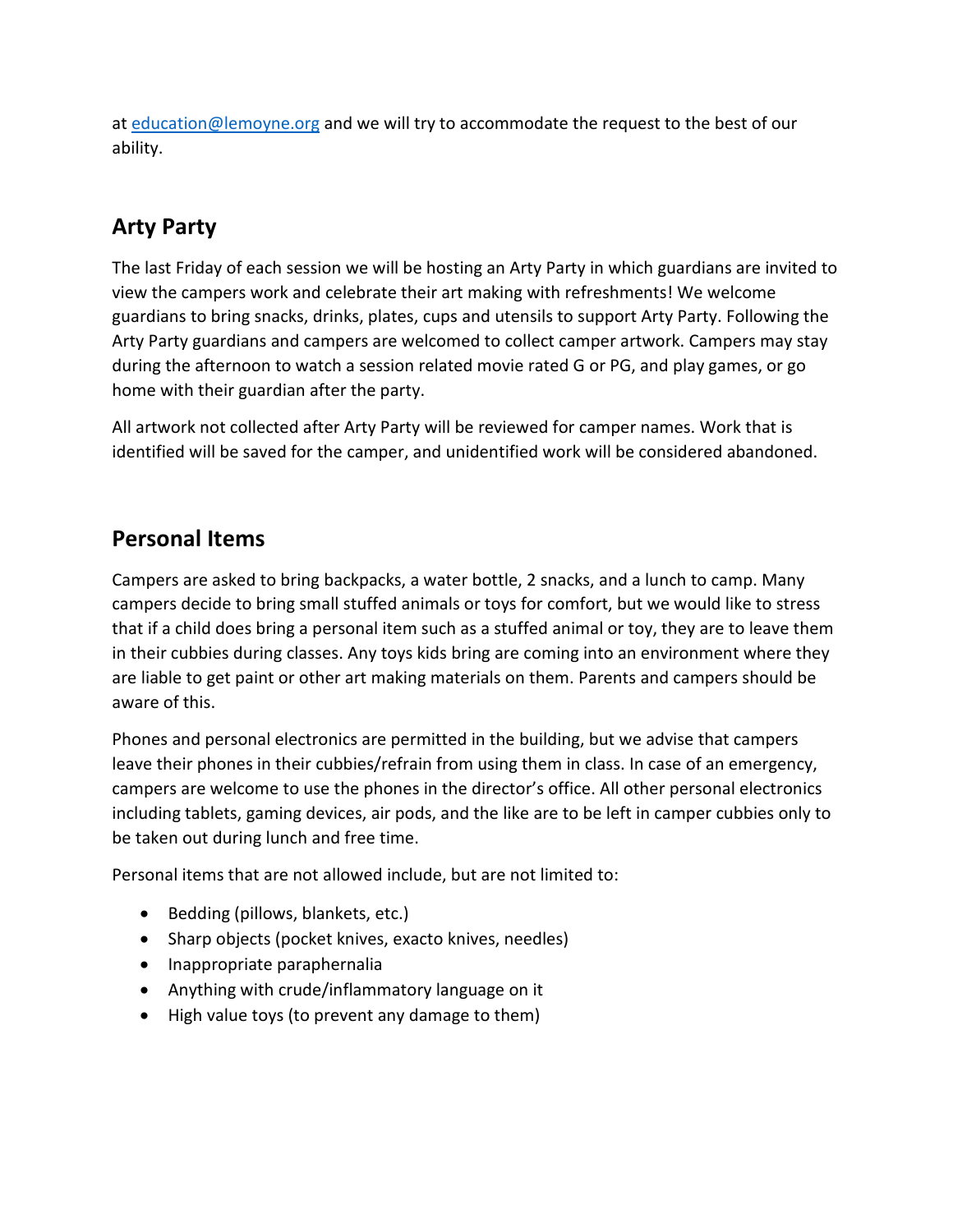at education@lemoyne.org and we will try to accommodate the request to the best of our ability.

## Arty Party

The last Friday of each session we will be hosting an Arty Party in which guardians are invited to view the campers work and celebrate their art making with refreshments! We welcome guardians to bring snacks, drinks, plates, cups and utensils to support Arty Party. Following the Arty Party guardians and campers are welcomed to collect camper artwork. Campers may stay during the afternoon to watch a session related movie rated G or PG, and play games, or go home with their guardian after the party.

All artwork not collected after Arty Party will be reviewed for camper names. Work that is identified will be saved for the camper, and unidentified work will be considered abandoned.

## Personal Items

Campers are asked to bring backpacks, a water bottle, 2 snacks, and a lunch to camp. Many campers decide to bring small stuffed animals or toys for comfort, but we would like to stress that if a child does bring a personal item such as a stuffed animal or toy, they are to leave them in their cubbies during classes. Any toys kids bring are coming into an environment where they are liable to get paint or other art making materials on them. Parents and campers should be aware of this.

Phones and personal electronics are permitted in the building, but we advise that campers leave their phones in their cubbies/refrain from using them in class. In case of an emergency, campers are welcome to use the phones in the director's office. All other personal electronics including tablets, gaming devices, air pods, and the like are to be left in camper cubbies only to be taken out during lunch and free time.

Personal items that are not allowed include, but are not limited to:

- Bedding (pillows, blankets, etc.)
- Sharp objects (pocket knives, exacto knives, needles)
- Inappropriate paraphernalia
- Anything with crude/inflammatory language on it
- High value toys (to prevent any damage to them)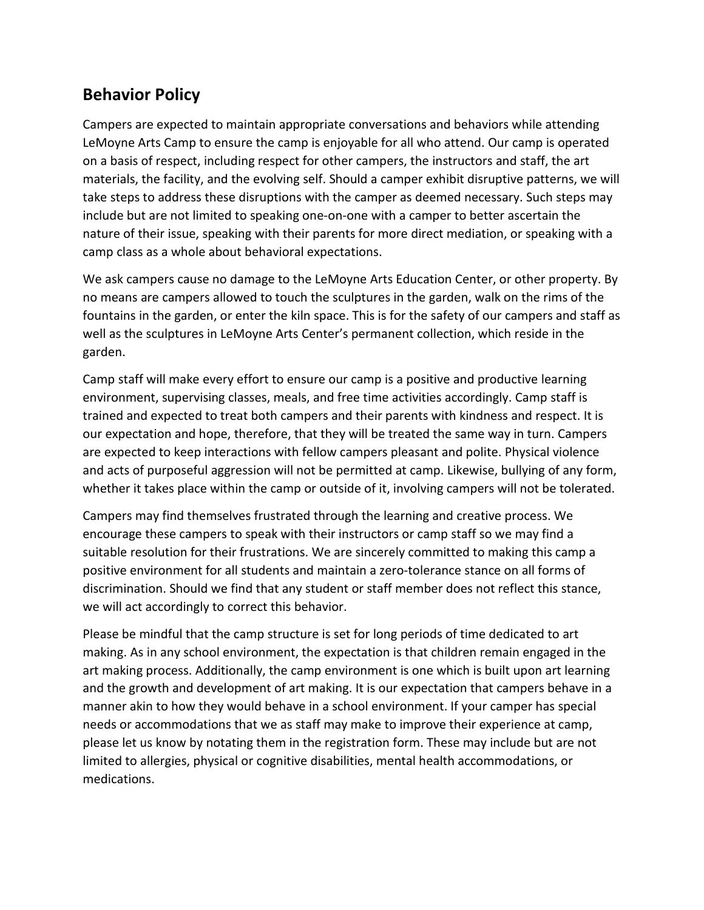## Behavior Policy

Campers are expected to maintain appropriate conversations and behaviors while attending LeMoyne Arts Camp to ensure the camp is enjoyable for all who attend. Our camp is operated on a basis of respect, including respect for other campers, the instructors and staff, the art materials, the facility, and the evolving self. Should a camper exhibit disruptive patterns, we will take steps to address these disruptions with the camper as deemed necessary. Such steps may include but are not limited to speaking one-on-one with a camper to better ascertain the nature of their issue, speaking with their parents for more direct mediation, or speaking with a camp class as a whole about behavioral expectations.

We ask campers cause no damage to the LeMoyne Arts Education Center, or other property. By no means are campers allowed to touch the sculptures in the garden, walk on the rims of the fountains in the garden, or enter the kiln space. This is for the safety of our campers and staff as well as the sculptures in LeMoyne Arts Center's permanent collection, which reside in the garden.

Camp staff will make every effort to ensure our camp is a positive and productive learning environment, supervising classes, meals, and free time activities accordingly. Camp staff is trained and expected to treat both campers and their parents with kindness and respect. It is our expectation and hope, therefore, that they will be treated the same way in turn. Campers are expected to keep interactions with fellow campers pleasant and polite. Physical violence and acts of purposeful aggression will not be permitted at camp. Likewise, bullying of any form, whether it takes place within the camp or outside of it, involving campers will not be tolerated.

Campers may find themselves frustrated through the learning and creative process. We encourage these campers to speak with their instructors or camp staff so we may find a suitable resolution for their frustrations. We are sincerely committed to making this camp a positive environment for all students and maintain a zero-tolerance stance on all forms of discrimination. Should we find that any student or staff member does not reflect this stance, we will act accordingly to correct this behavior.

Please be mindful that the camp structure is set for long periods of time dedicated to art making. As in any school environment, the expectation is that children remain engaged in the art making process. Additionally, the camp environment is one which is built upon art learning and the growth and development of art making. It is our expectation that campers behave in a manner akin to how they would behave in a school environment. If your camper has special needs or accommodations that we as staff may make to improve their experience at camp, please let us know by notating them in the registration form. These may include but are not limited to allergies, physical or cognitive disabilities, mental health accommodations, or medications.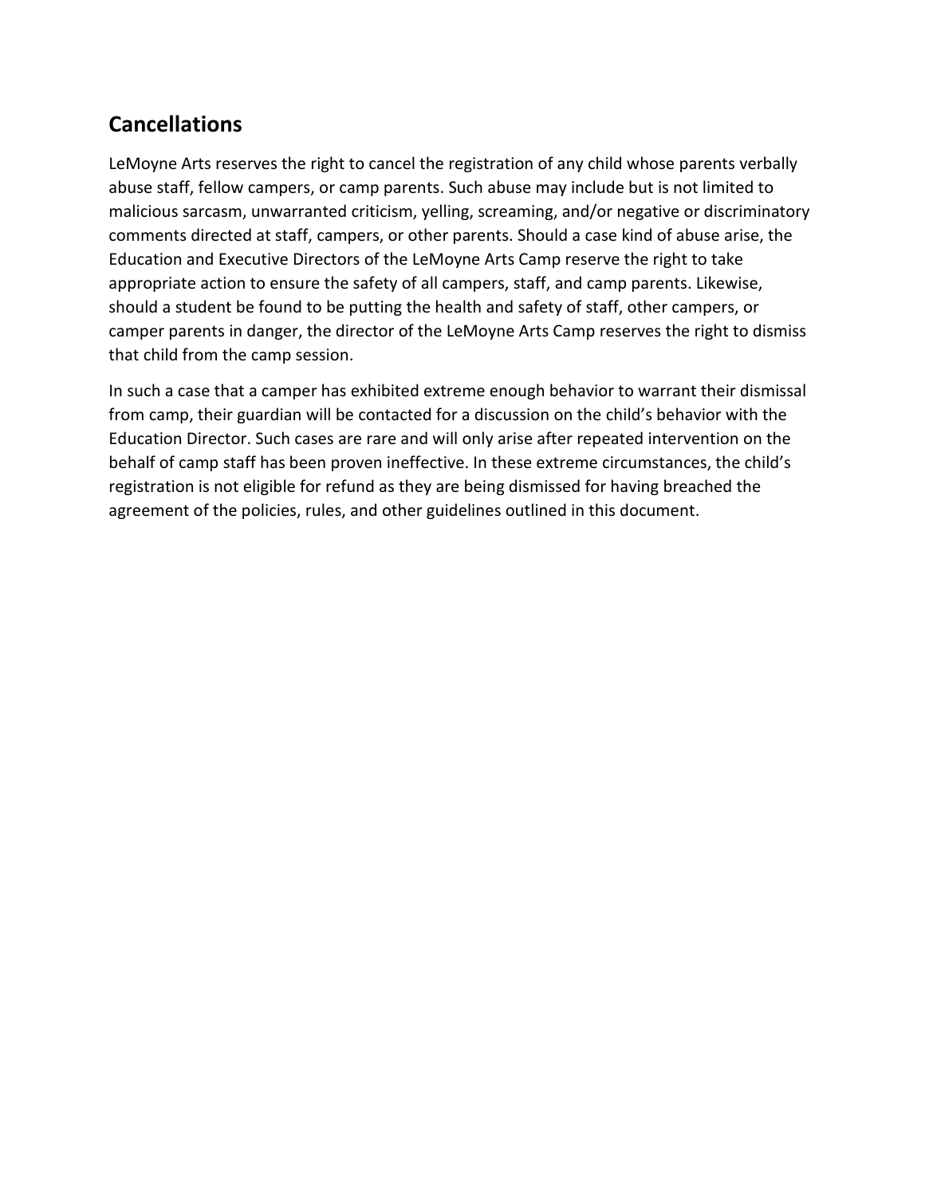## Cancellations

LeMoyne Arts reserves the right to cancel the registration of any child whose parents verbally abuse staff, fellow campers, or camp parents. Such abuse may include but is not limited to malicious sarcasm, unwarranted criticism, yelling, screaming, and/or negative or discriminatory comments directed at staff, campers, or other parents. Should a case kind of abuse arise, the Education and Executive Directors of the LeMoyne Arts Camp reserve the right to take appropriate action to ensure the safety of all campers, staff, and camp parents. Likewise, should a student be found to be putting the health and safety of staff, other campers, or camper parents in danger, the director of the LeMoyne Arts Camp reserves the right to dismiss that child from the camp session.

In such a case that a camper has exhibited extreme enough behavior to warrant their dismissal from camp, their guardian will be contacted for a discussion on the child's behavior with the Education Director. Such cases are rare and will only arise after repeated intervention on the behalf of camp staff has been proven ineffective. In these extreme circumstances, the child's registration is not eligible for refund as they are being dismissed for having breached the agreement of the policies, rules, and other guidelines outlined in this document.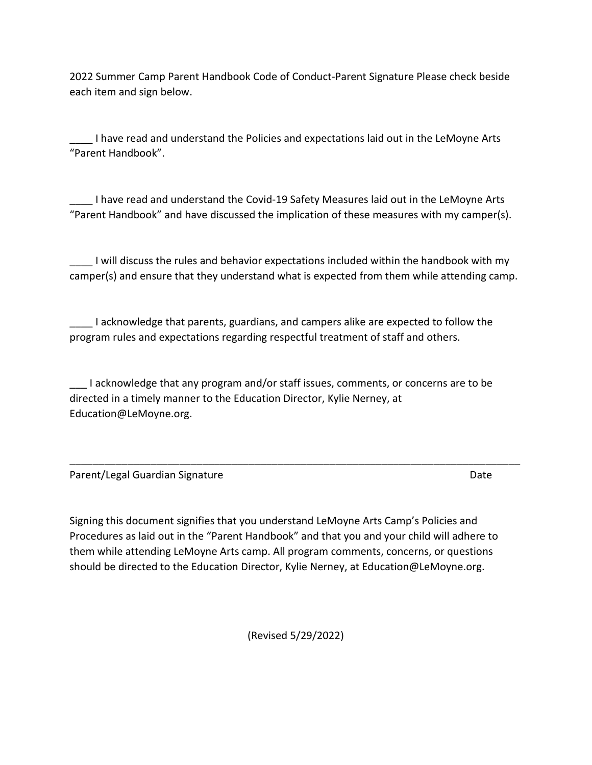2022 Summer Camp Parent Handbook Code of Conduct-Parent Signature Please check beside each item and sign below.

____ I have read and understand the Policies and expectations laid out in the LeMoyne Arts "Parent Handbook".

____ I have read and understand the Covid-19 Safety Measures laid out in the LeMoyne Arts "Parent Handbook" and have discussed the implication of these measures with my camper(s).

____ I will discuss the rules and behavior expectations included within the handbook with my camper(s) and ensure that they understand what is expected from them while attending camp.

____ I acknowledge that parents, guardians, and campers alike are expected to follow the program rules and expectations regarding respectful treatment of staff and others.

___ I acknowledge that any program and/or staff issues, comments, or concerns are to be directed in a timely manner to the Education Director, Kylie Nerney, at Education@LeMoyne.org.

______________________________________________________________________________

Parent/Legal Guardian Signature                                                                                    Date

Signing this document signifies that you understand LeMoyne Arts Camp's Policies and Procedures as laid out in the "Parent Handbook" and that you and your child will adhere to them while attending LeMoyne Arts camp. All program comments, concerns, or questions should be directed to the Education Director, Kylie Nerney, at Education@LeMoyne.org.

(Revised 5/29/2022)